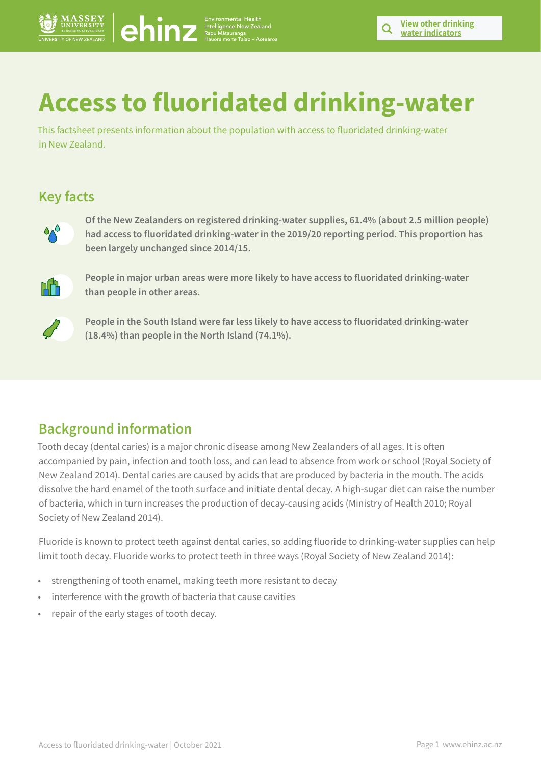# Access to fluoridated drinking-water

This factsheet presents information about the population with access to fluoridated drinking-water in New Zealand.

## Key facts

**Of the New Zealanders on registered drinking-water supplies, 61.4% (about 2.5 million people) had access to fluoridated drinking-water in the 2019/20 reporting period. This proportion has been largely unchanged since 2014/15.**

**People in major urban areas were more likely to have access to fluoridated drinking-water than people in other areas.**

**People in the South Island were far less likely to have access to fluoridated drinking-water (18.4%) than people in the North Island (74.1%).**

## Background information

Tooth decay (dental caries) is a major chronic disease among New Zealanders of all ages. It is often accompanied by pain, infection and tooth loss, and can lead to absence from work or school (Royal Society of New Zealand 2014). Dental caries are caused by acids that are produced by bacteria in the mouth. The acids dissolve the hard enamel of the tooth surface and initiate dental decay. A high-sugar diet can raise the number of bacteria, which in turn increases the production of decay-causing acids (Ministry of Health 2010; Royal Society of New Zealand 2014).

Fluoride is known to protect teeth against dental caries, so adding fluoride to drinking-water supplies can help limit tooth decay. Fluoride works to protect teeth in three ways (Royal Society of New Zealand 2014):

- strengthening of tooth enamel, making teeth more resistant to decay
- interference with the growth of bacteria that cause cavities
- repair of the early stages of tooth decay.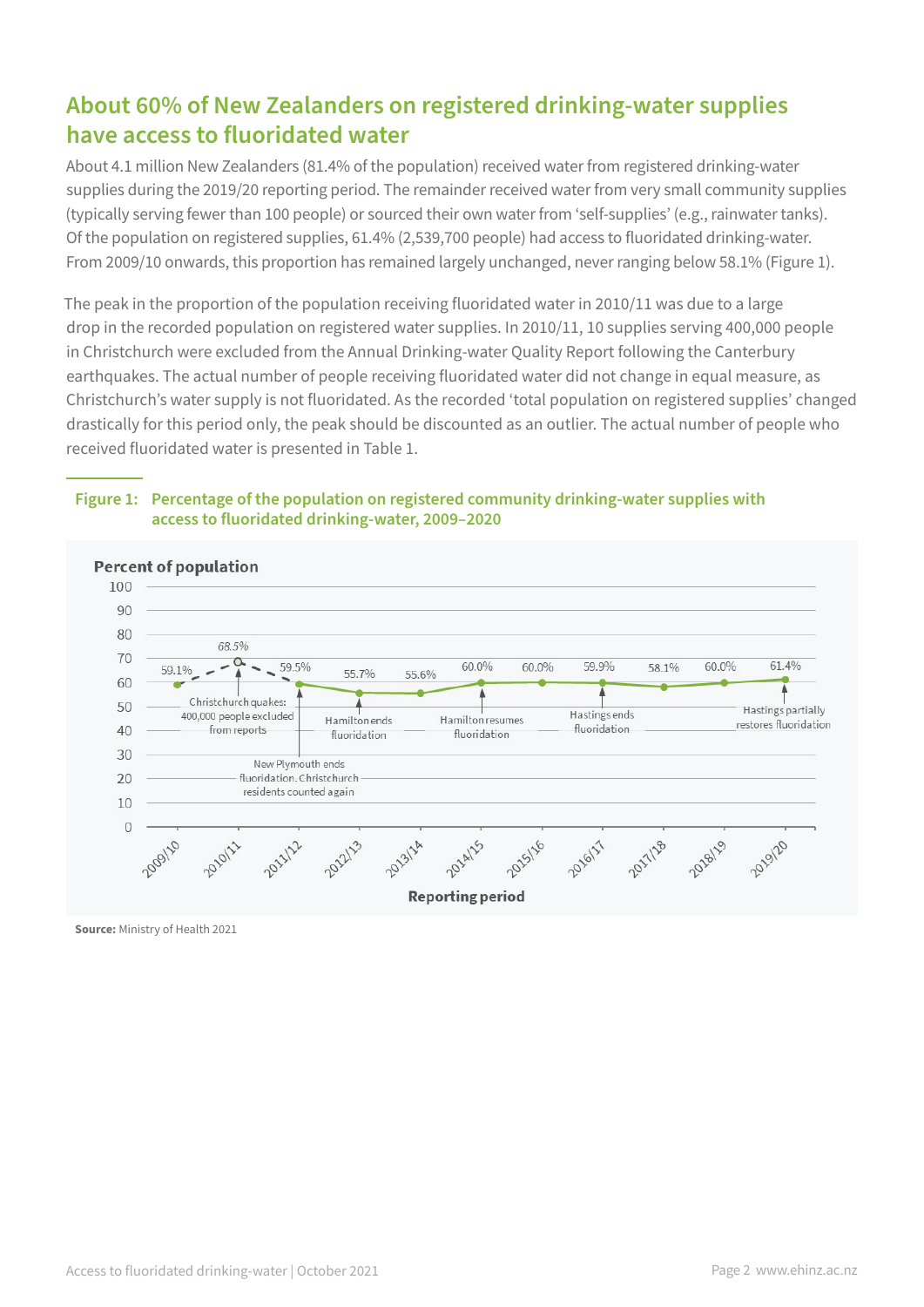## About 60% of New Zealanders on registered drinking-water supplies have access to fluoridated water

About 4.1 million New Zealanders (81.4% of the population) received water from registered drinking-water supplies during the 2019/20 reporting period. The remainder received water from very small community supplies (typically serving fewer than 100 people) or sourced their own water from 'self-supplies' (e.g., rainwater tanks). Of the population on registered supplies, 61.4% (2,539,700 people) had access to fluoridated drinking-water. From 2009/10 onwards, this proportion has remained largely unchanged, never ranging below 58.1% (Figure 1).

The peak in the proportion of the population receiving fluoridated water in 2010/11 was due to a large drop in the recorded population on registered water supplies. In 2010/11, 10 supplies serving 400,000 people in Christchurch were excluded from the Annual Drinking-water Quality Report following the Canterbury earthquakes. The actual number of people receiving fluoridated water did not change in equal measure, as Christchurch's water supply is not fluoridated. As the recorded 'total population on registered supplies' changed drastically for this period only, the peak should be discounted as an outlier. The actual number of people who received fluoridated water is presented in Table 1.

**Figure 1: Percentage of the population on registered community drinking-water supplies with access to fluoridated drinking-water, 2009–2020**

| Reporting period | Percent of population | Annotation |
|---|---|---|
| 2009/10 | 59.1% | |
| 2010/11 | 68.5% | Christchurch quakes: 400,000 people excluded from reports |
| 2011/12 | 59.5% | New Plymouth ends fluoridation. Christchurch residents counted again |
| 2012/13 | 55.7% | Hamilton ends fluoridation |
| 2013/14 | 55.6% | |
| 2014/15 | 60.0% | Hamilton resumes fluoridation |
| 2015/16 | 60.0% | |
| 2016/17 | 59.9% | Hastings ends fluoridation |
| 2017/18 | 58.1% | |
| 2018/19 | 60.0% | |
| 2019/20 | 61.4% | Hastings partially restores fluoridation |

**Source:** Ministry of Health 2021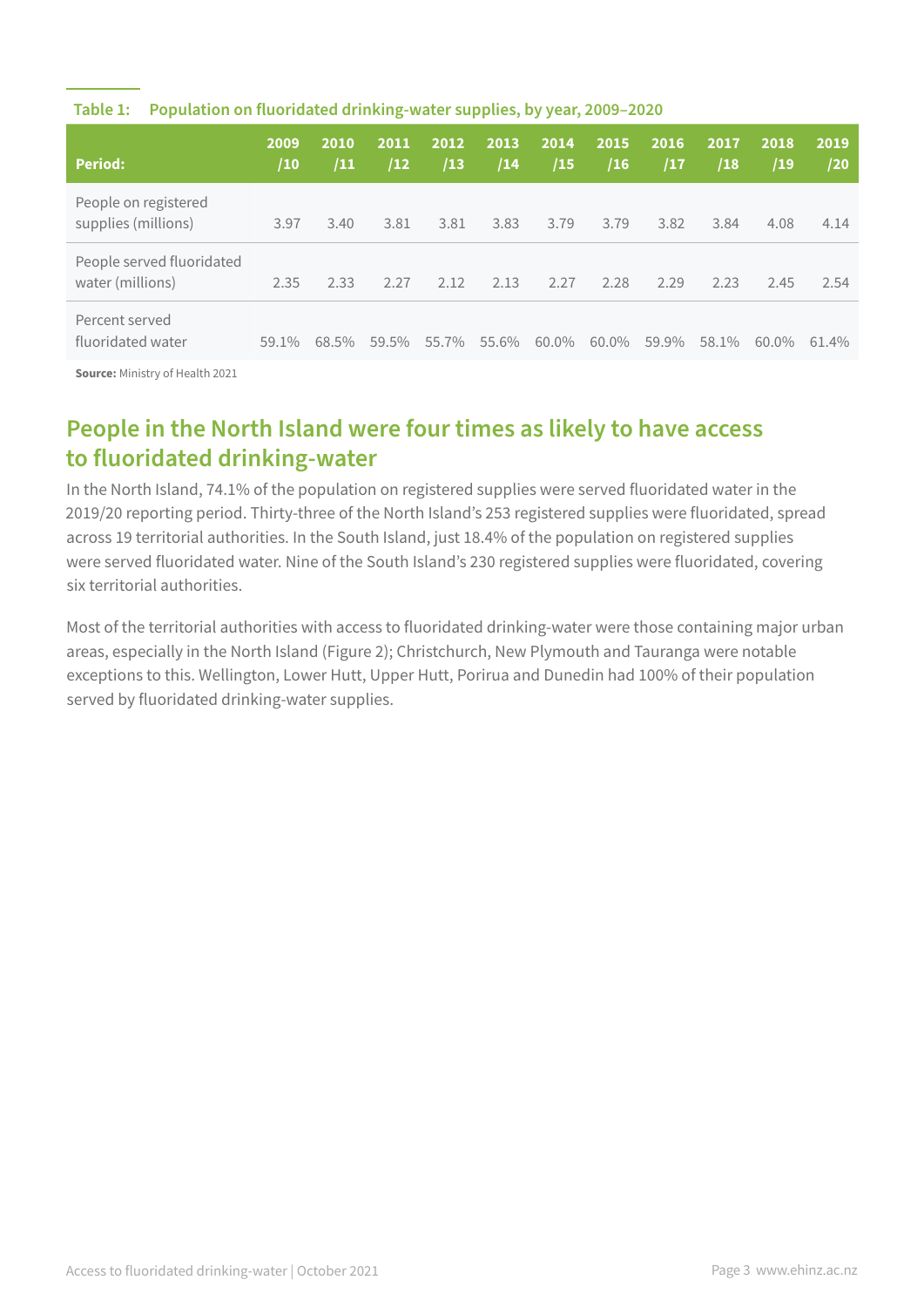**Table 1: Population on fluoridated drinking-water supplies, by year, 2009–2020**

| Period: | 2009/10 | 2010/11 | 2011/12 | 2012/13 | 2013/14 | 2014/15 | 2015/16 | 2016/17 | 2017/18 | 2018/19 | 2019/20 |
|---|---|---|---|---|---|---|---|---|---|---|---|
| People on registered supplies (millions) | 3.97 | 3.40 | 3.81 | 3.81 | 3.83 | 3.79 | 3.79 | 3.82 | 3.84 | 4.08 | 4.14 |
| People served fluoridated water (millions) | 2.35 | 2.33 | 2.27 | 2.12 | 2.13 | 2.27 | 2.28 | 2.29 | 2.23 | 2.45 | 2.54 |
| Percent served fluoridated water | 59.1% | 68.5% | 59.5% | 55.7% | 55.6% | 60.0% | 60.0% | 59.9% | 58.1% | 60.0% | 61.4% |

**Source:** Ministry of Health 2021

## People in the North Island were four times as likely to have access to fluoridated drinking-water

In the North Island, 74.1% of the population on registered supplies were served fluoridated water in the 2019/20 reporting period. Thirty-three of the North Island's 253 registered supplies were fluoridated, spread across 19 territorial authorities. In the South Island, just 18.4% of the population on registered supplies were served fluoridated water. Nine of the South Island's 230 registered supplies were fluoridated, covering six territorial authorities.

Most of the territorial authorities with access to fluoridated drinking-water were those containing major urban areas, especially in the North Island (Figure 2); Christchurch, New Plymouth and Tauranga were notable exceptions to this. Wellington, Lower Hutt, Upper Hutt, Porirua and Dunedin had 100% of their population served by fluoridated drinking-water supplies.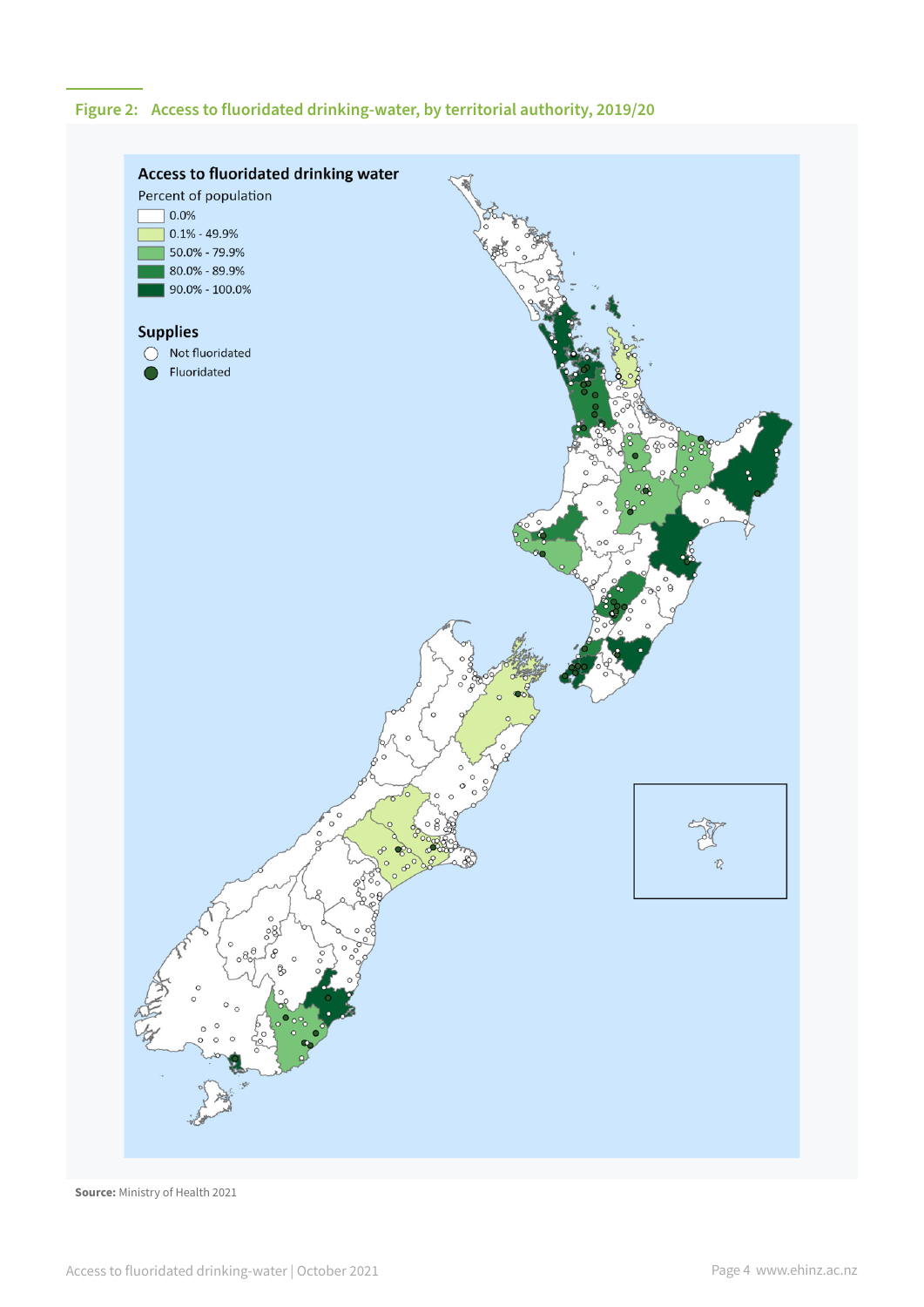**Figure 2: Access to fluoridated drinking-water, by territorial authority, 2019/20**

Access to fluoridated drinking water

Percent of population

- 0.0%
- 0.1% - 49.9%
- 50.0% - 79.9%
- 80.0% - 89.9%
- 90.0% - 100.0%

Supplies

- Not fluoridated
- Fluoridated

**Source:** Ministry of Health 2021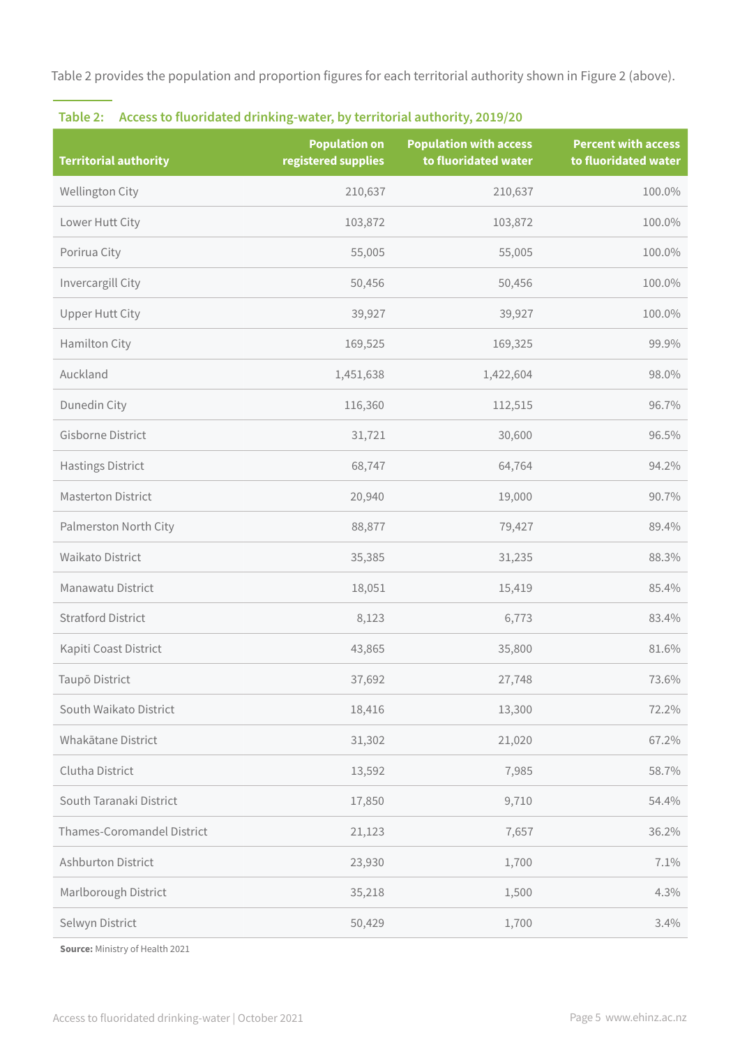Table 2 provides the population and proportion figures for each territorial authority shown in Figure 2 (above).

**Table 2: Access to fluoridated drinking-water, by territorial authority, 2019/20**

| Territorial authority | Population on registered supplies | Population with access to fluoridated water | Percent with access to fluoridated water |
|---|---|---|---|
| Wellington City | 210,637 | 210,637 | 100.0% |
| Lower Hutt City | 103,872 | 103,872 | 100.0% |
| Porirua City | 55,005 | 55,005 | 100.0% |
| Invercargill City | 50,456 | 50,456 | 100.0% |
| Upper Hutt City | 39,927 | 39,927 | 100.0% |
| Hamilton City | 169,525 | 169,325 | 99.9% |
| Auckland | 1,451,638 | 1,422,604 | 98.0% |
| Dunedin City | 116,360 | 112,515 | 96.7% |
| Gisborne District | 31,721 | 30,600 | 96.5% |
| Hastings District | 68,747 | 64,764 | 94.2% |
| Masterton District | 20,940 | 19,000 | 90.7% |
| Palmerston North City | 88,877 | 79,427 | 89.4% |
| Waikato District | 35,385 | 31,235 | 88.3% |
| Manawatu District | 18,051 | 15,419 | 85.4% |
| Stratford District | 8,123 | 6,773 | 83.4% |
| Kapiti Coast District | 43,865 | 35,800 | 81.6% |
| Taupō District | 37,692 | 27,748 | 73.6% |
| South Waikato District | 18,416 | 13,300 | 72.2% |
| Whakātane District | 31,302 | 21,020 | 67.2% |
| Clutha District | 13,592 | 7,985 | 58.7% |
| South Taranaki District | 17,850 | 9,710 | 54.4% |
| Thames-Coromandel District | 21,123 | 7,657 | 36.2% |
| Ashburton District | 23,930 | 1,700 | 7.1% |
| Marlborough District | 35,218 | 1,500 | 4.3% |
| Selwyn District | 50,429 | 1,700 | 3.4% |

**Source:** Ministry of Health 2021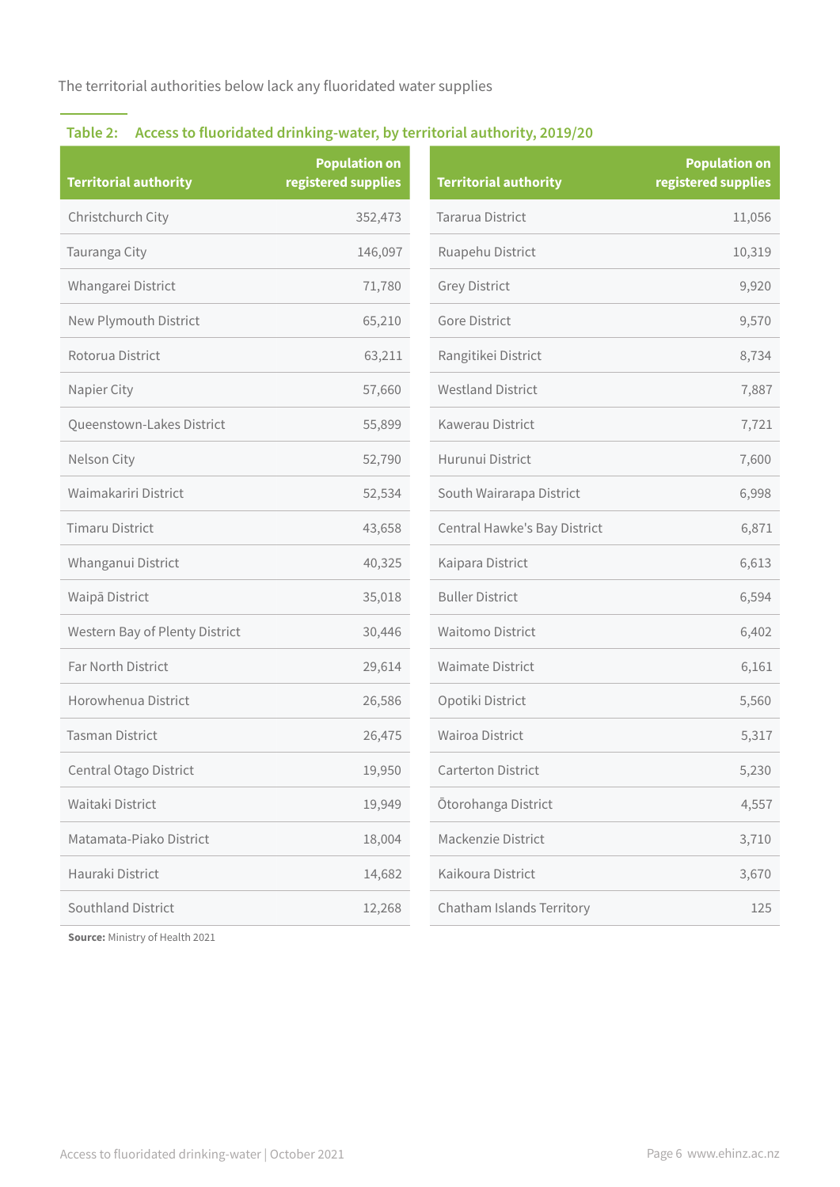The territorial authorities below lack any fluoridated water supplies

**Table 2: Access to fluoridated drinking-water, by territorial authority, 2019/20**

| Territorial authority | Population on registered supplies | Territorial authority | Population on registered supplies |
|---|---|---|---|
| Christchurch City | 352,473 | Tararua District | 11,056 |
| Tauranga City | 146,097 | Ruapehu District | 10,319 |
| Whangarei District | 71,780 | Grey District | 9,920 |
| New Plymouth District | 65,210 | Gore District | 9,570 |
| Rotorua District | 63,211 | Rangitikei District | 8,734 |
| Napier City | 57,660 | Westland District | 7,887 |
| Queenstown-Lakes District | 55,899 | Kawerau District | 7,721 |
| Nelson City | 52,790 | Hurunui District | 7,600 |
| Waimakariri District | 52,534 | South Wairarapa District | 6,998 |
| Timaru District | 43,658 | Central Hawke's Bay District | 6,871 |
| Whanganui District | 40,325 | Kaipara District | 6,613 |
| Waipā District | 35,018 | Buller District | 6,594 |
| Western Bay of Plenty District | 30,446 | Waitomo District | 6,402 |
| Far North District | 29,614 | Waimate District | 6,161 |
| Horowhenua District | 26,586 | Opotiki District | 5,560 |
| Tasman District | 26,475 | Wairoa District | 5,317 |
| Central Otago District | 19,950 | Carterton District | 5,230 |
| Waitaki District | 19,949 | Ōtorohanga District | 4,557 |
| Matamata-Piako District | 18,004 | Mackenzie District | 3,710 |
| Hauraki District | 14,682 | Kaikoura District | 3,670 |
| Southland District | 12,268 | Chatham Islands Territory | 125 |

**Source:** Ministry of Health 2021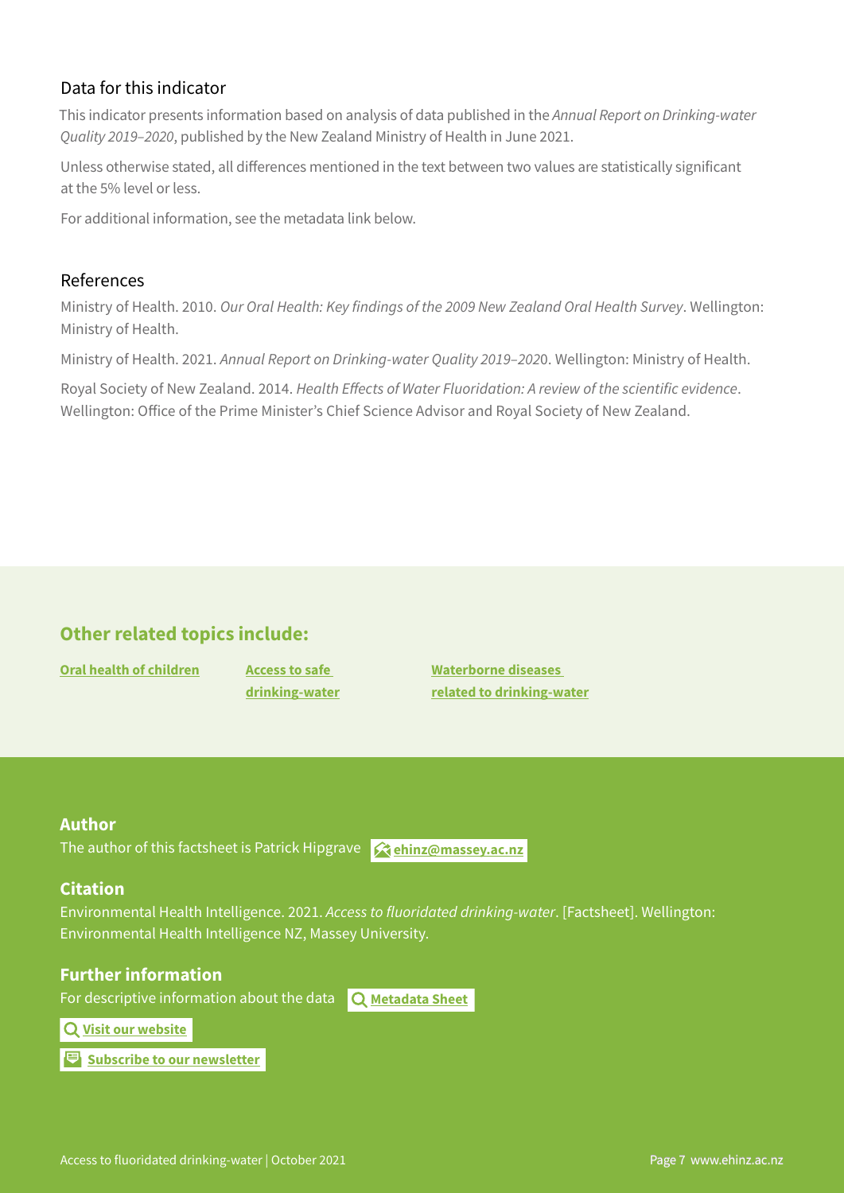## Data for this indicator

This indicator presents information based on analysis of data published in the *Annual Report on Drinking-water Quality 2019–2020*, published by the New Zealand Ministry of Health in June 2021.

Unless otherwise stated, all differences mentioned in the text between two values are statistically significant at the 5% level or less.

For additional information, see the metadata link below.

## References

Ministry of Health. 2010. *Our Oral Health: Key findings of the 2009 New Zealand Oral Health Survey*. Wellington: Ministry of Health.

Ministry of Health. 2021. *Annual Report on Drinking-water Quality 2019–202*0. Wellington: Ministry of Health.

Royal Society of New Zealand. 2014. *Health Effects of Water Fluoridation: A review of the scientific evidence*. Wellington: Office of the Prime Minister's Chief Science Advisor and Royal Society of New Zealand.

## Other related topics include:

**Oral health of children**

**Access to safe drinking-water**

**Waterborne diseases related to drinking-water**

### Author

The author of this factsheet is Patrick Hipgrave **ehinz@massey.ac.nz**

### Citation

Environmental Health Intelligence. 2021. *Access to fluoridated drinking-water*. [Factsheet]. Wellington: Environmental Health Intelligence NZ, Massey University.

### Further information

For descriptive information about the data **Metadata Sheet**

**Visit our website**

**Subscribe to our newsletter**